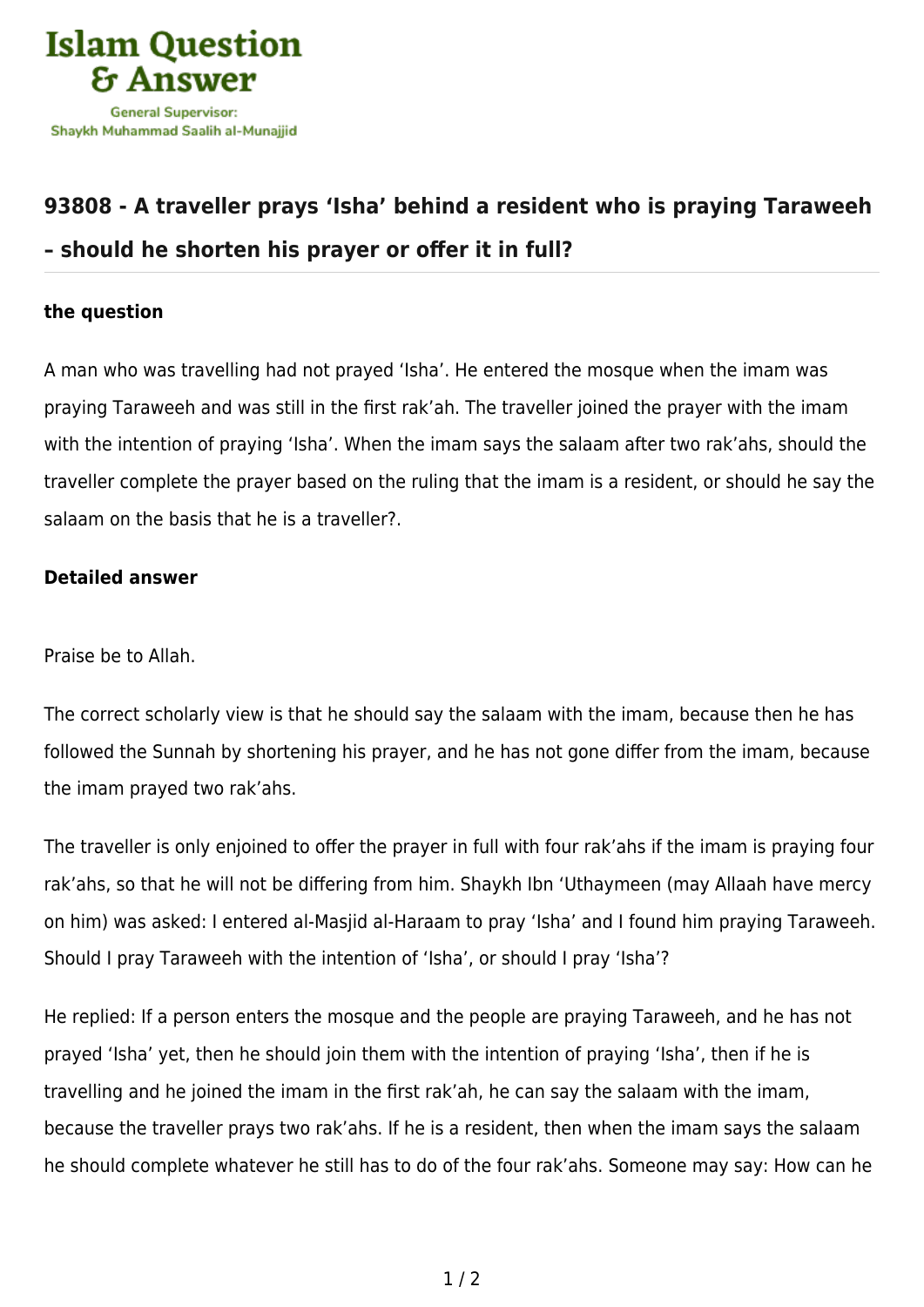Islam Question & Answer

General Supervisor: Shaykh Muhammad Saalih al-Munajjid

## 93808 - A traveller prays 'Isha' behind a resident who is praying Taraweeh – should he shorten his prayer or offer it in full?

### the question

A man who was travelling had not prayed 'Isha'. He entered the mosque when the imam was praying Taraweeh and was still in the first rak'ah. The traveller joined the prayer with the imam with the intention of praying 'Isha'. When the imam says the salaam after two rak'ahs, should the traveller complete the prayer based on the ruling that the imam is a resident, or should he say the salaam on the basis that he is a traveller?.

### Detailed answer

Praise be to Allah.

The correct scholarly view is that he should say the salaam with the imam, because then he has followed the Sunnah by shortening his prayer, and he has not gone differ from the imam, because the imam prayed two rak'ahs.

The traveller is only enjoined to offer the prayer in full with four rak'ahs if the imam is praying four rak'ahs, so that he will not be differing from him. Shaykh Ibn 'Uthaymeen (may Allaah have mercy on him) was asked: I entered al-Masjid al-Haraam to pray 'Isha' and I found him praying Taraweeh. Should I pray Taraweeh with the intention of 'Isha', or should I pray 'Isha'?

He replied: If a person enters the mosque and the people are praying Taraweeh, and he has not prayed 'Isha' yet, then he should join them with the intention of praying 'Isha', then if he is travelling and he joined the imam in the first rak'ah, he can say the salaam with the imam, because the traveller prays two rak'ahs. If he is a resident, then when the imam says the salaam he should complete whatever he still has to do of the four rak'ahs. Someone may say: How can he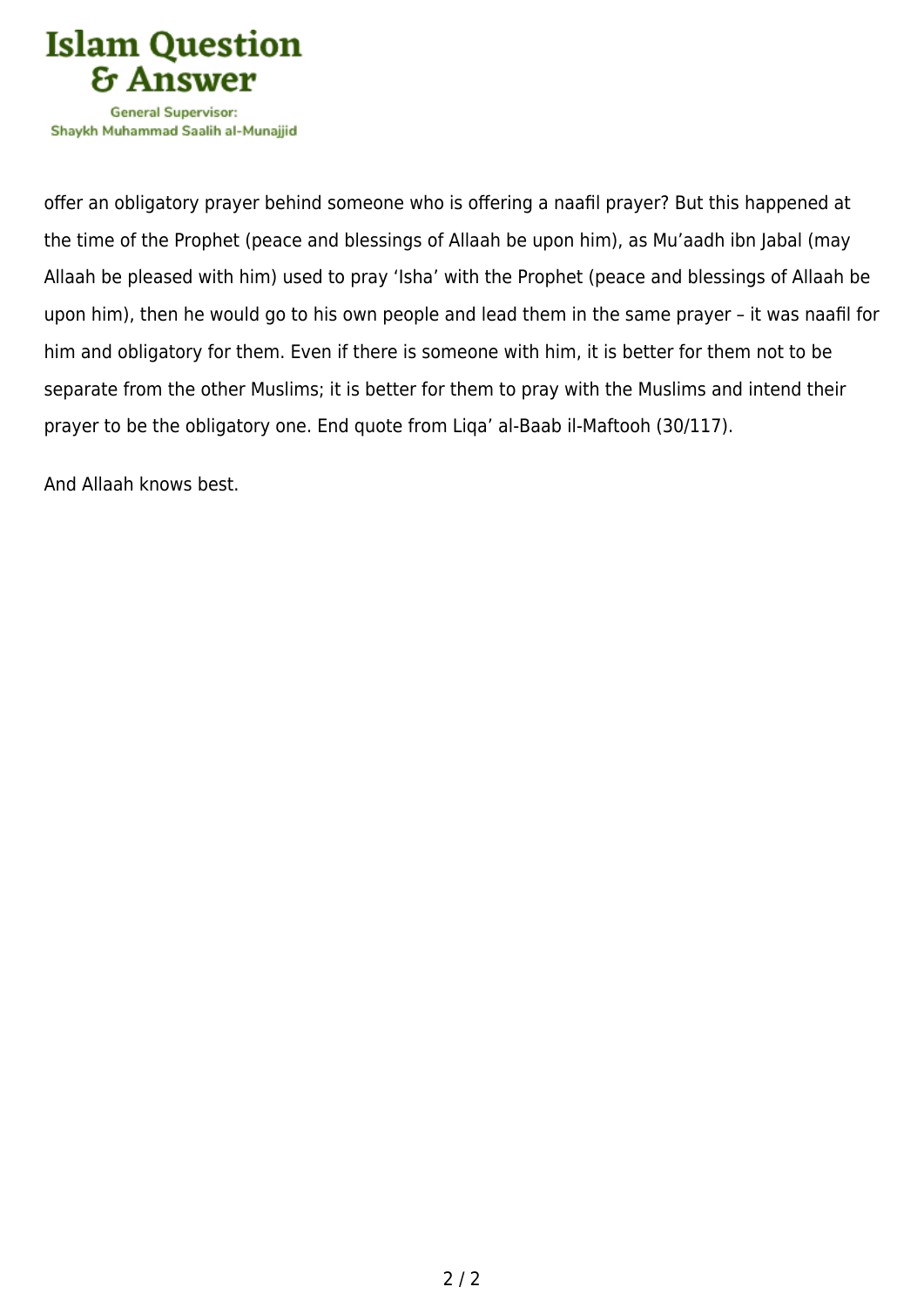offer an obligatory prayer behind someone who is offering a naafil prayer? But this happened at the time of the Prophet (peace and blessings of Allaah be upon him), as Mu'aadh ibn Jabal (may Allaah be pleased with him) used to pray 'Isha' with the Prophet (peace and blessings of Allaah be upon him), then he would go to his own people and lead them in the same prayer – it was naafil for him and obligatory for them. Even if there is someone with him, it is better for them not to be separate from the other Muslims; it is better for them to pray with the Muslims and intend their prayer to be the obligatory one. End quote from Liqa' al-Baab il-Maftooh (30/117).

And Allaah knows best.